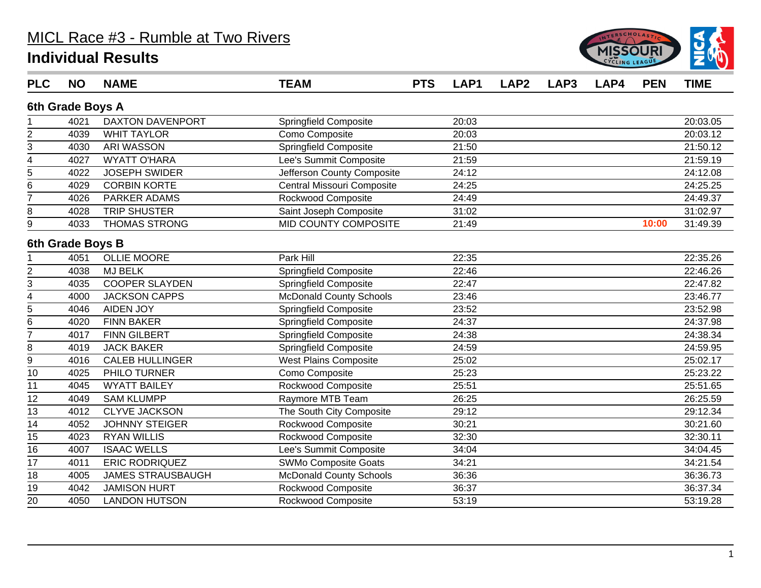# MICL Race #3 - Rumble at Two Rivers

## Individual Results

| PLC | NO | NAME | TEAM | PTS | LAP1 | LAP2 | LAP3 | LAP4 | PEN | TIME |
|---|---|---|---|---|---|---|---|---|---|---|
| **6th Grade Boys A** | | | | | | | | | | |
| 1 | 4021 | DAXTON DAVENPORT | Springfield Composite | | 20:03 | | | | | 20:03.05 |
| 2 | 4039 | WHIT TAYLOR | Como Composite | | 20:03 | | | | | 20:03.12 |
| 3 | 4030 | ARI WASSON | Springfield Composite | | 21:50 | | | | | 21:50.12 |
| 4 | 4027 | WYATT O'HARA | Lee's Summit Composite | | 21:59 | | | | | 21:59.19 |
| 5 | 4022 | JOSEPH SWIDER | Jefferson County Composite | | 24:12 | | | | | 24:12.08 |
| 6 | 4029 | CORBIN KORTE | Central Missouri Composite | | 24:25 | | | | | 24:25.25 |
| 7 | 4026 | PARKER ADAMS | Rockwood Composite | | 24:49 | | | | | 24:49.37 |
| 8 | 4028 | TRIP SHUSTER | Saint Joseph Composite | | 31:02 | | | | | 31:02.97 |
| 9 | 4033 | THOMAS STRONG | MID COUNTY COMPOSITE | | 21:49 | | | | 10:00 | 31:49.39 |
| **6th Grade Boys B** | | | | | | | | | | |
| 1 | 4051 | OLLIE MOORE | Park Hill | | 22:35 | | | | | 22:35.26 |
| 2 | 4038 | MJ BELK | Springfield Composite | | 22:46 | | | | | 22:46.26 |
| 3 | 4035 | COOPER SLAYDEN | Springfield Composite | | 22:47 | | | | | 22:47.82 |
| 4 | 4000 | JACKSON CAPPS | McDonald County Schools | | 23:46 | | | | | 23:46.77 |
| 5 | 4046 | AIDEN JOY | Springfield Composite | | 23:52 | | | | | 23:52.98 |
| 6 | 4020 | FINN BAKER | Springfield Composite | | 24:37 | | | | | 24:37.98 |
| 7 | 4017 | FINN GILBERT | Springfield Composite | | 24:38 | | | | | 24:38.34 |
| 8 | 4019 | JACK BAKER | Springfield Composite | | 24:59 | | | | | 24:59.95 |
| 9 | 4016 | CALEB HULLINGER | West Plains Composite | | 25:02 | | | | | 25:02.17 |
| 10 | 4025 | PHILO TURNER | Como Composite | | 25:23 | | | | | 25:23.22 |
| 11 | 4045 | WYATT BAILEY | Rockwood Composite | | 25:51 | | | | | 25:51.65 |
| 12 | 4049 | SAM KLUMPP | Raymore MTB Team | | 26:25 | | | | | 26:25.59 |
| 13 | 4012 | CLYVE JACKSON | The South City Composite | | 29:12 | | | | | 29:12.34 |
| 14 | 4052 | JOHNNY STEIGER | Rockwood Composite | | 30:21 | | | | | 30:21.60 |
| 15 | 4023 | RYAN WILLIS | Rockwood Composite | | 32:30 | | | | | 32:30.11 |
| 16 | 4007 | ISAAC WELLS | Lee's Summit Composite | | 34:04 | | | | | 34:04.45 |
| 17 | 4011 | ERIC RODRIQUEZ | SWMo Composite Goats | | 34:21 | | | | | 34:21.54 |
| 18 | 4005 | JAMES STRAUSBAUGH | McDonald County Schools | | 36:36 | | | | | 36:36.73 |
| 19 | 4042 | JAMISON HURT | Rockwood Composite | | 36:37 | | | | | 36:37.34 |
| 20 | 4050 | LANDON HUTSON | Rockwood Composite | | 53:19 | | | | | 53:19.28 |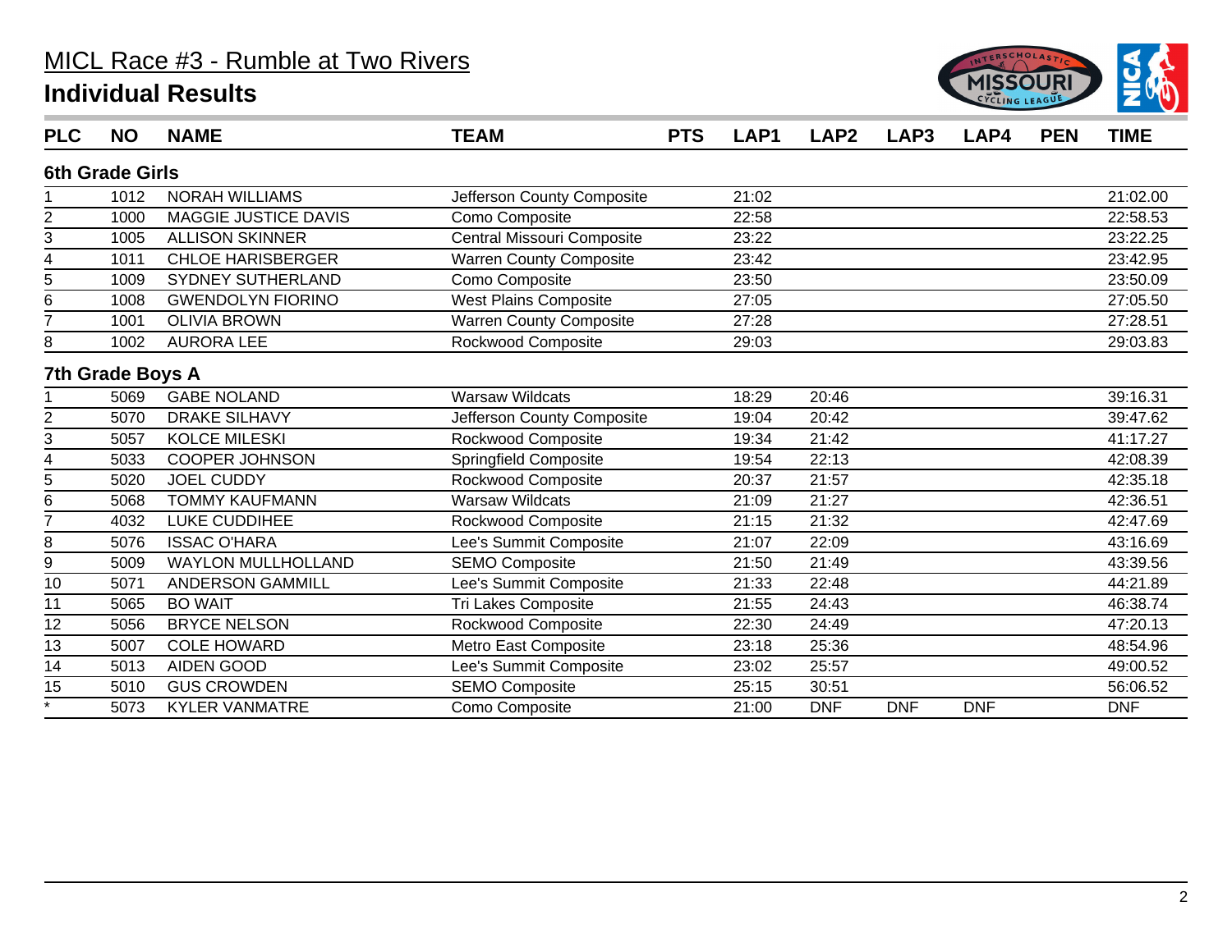# MICL Race #3 - Rumble at Two Rivers

## Individual Results

| PLC | NO | NAME | TEAM | PTS | LAP1 | LAP2 | LAP3 | LAP4 | PEN | TIME |
|---|---|---|---|---|---|---|---|---|---|---|
| **6th Grade Girls** | | | | | | | | | | |
| 1 | 1012 | NORAH WILLIAMS | Jefferson County Composite | | 21:02 | | | | | 21:02.00 |
| 2 | 1000 | MAGGIE JUSTICE DAVIS | Como Composite | | 22:58 | | | | | 22:58.53 |
| 3 | 1005 | ALLISON SKINNER | Central Missouri Composite | | 23:22 | | | | | 23:22.25 |
| 4 | 1011 | CHLOE HARISBERGER | Warren County Composite | | 23:42 | | | | | 23:42.95 |
| 5 | 1009 | SYDNEY SUTHERLAND | Como Composite | | 23:50 | | | | | 23:50.09 |
| 6 | 1008 | GWENDOLYN FIORINO | West Plains Composite | | 27:05 | | | | | 27:05.50 |
| 7 | 1001 | OLIVIA BROWN | Warren County Composite | | 27:28 | | | | | 27:28.51 |
| 8 | 1002 | AURORA LEE | Rockwood Composite | | 29:03 | | | | | 29:03.83 |
| **7th Grade Boys A** | | | | | | | | | | |
| 1 | 5069 | GABE NOLAND | Warsaw Wildcats | | 18:29 | 20:46 | | | | 39:16.31 |
| 2 | 5070 | DRAKE SILHAVY | Jefferson County Composite | | 19:04 | 20:42 | | | | 39:47.62 |
| 3 | 5057 | KOLCE MILESKI | Rockwood Composite | | 19:34 | 21:42 | | | | 41:17.27 |
| 4 | 5033 | COOPER JOHNSON | Springfield Composite | | 19:54 | 22:13 | | | | 42:08.39 |
| 5 | 5020 | JOEL CUDDY | Rockwood Composite | | 20:37 | 21:57 | | | | 42:35.18 |
| 6 | 5068 | TOMMY KAUFMANN | Warsaw Wildcats | | 21:09 | 21:27 | | | | 42:36.51 |
| 7 | 4032 | LUKE CUDDIHEE | Rockwood Composite | | 21:15 | 21:32 | | | | 42:47.69 |
| 8 | 5076 | ISSAC O'HARA | Lee's Summit Composite | | 21:07 | 22:09 | | | | 43:16.69 |
| 9 | 5009 | WAYLON MULLHOLLAND | SEMO Composite | | 21:50 | 21:49 | | | | 43:39.56 |
| 10 | 5071 | ANDERSON GAMMILL | Lee's Summit Composite | | 21:33 | 22:48 | | | | 44:21.89 |
| 11 | 5065 | BO WAIT | Tri Lakes Composite | | 21:55 | 24:43 | | | | 46:38.74 |
| 12 | 5056 | BRYCE NELSON | Rockwood Composite | | 22:30 | 24:49 | | | | 47:20.13 |
| 13 | 5007 | COLE HOWARD | Metro East Composite | | 23:18 | 25:36 | | | | 48:54.96 |
| 14 | 5013 | AIDEN GOOD | Lee's Summit Composite | | 23:02 | 25:57 | | | | 49:00.52 |
| 15 | 5010 | GUS CROWDEN | SEMO Composite | | 25:15 | 30:51 | | | | 56:06.52 |
| * | 5073 | KYLER VANMATRE | Como Composite | | 21:00 | DNF | DNF | DNF | | DNF |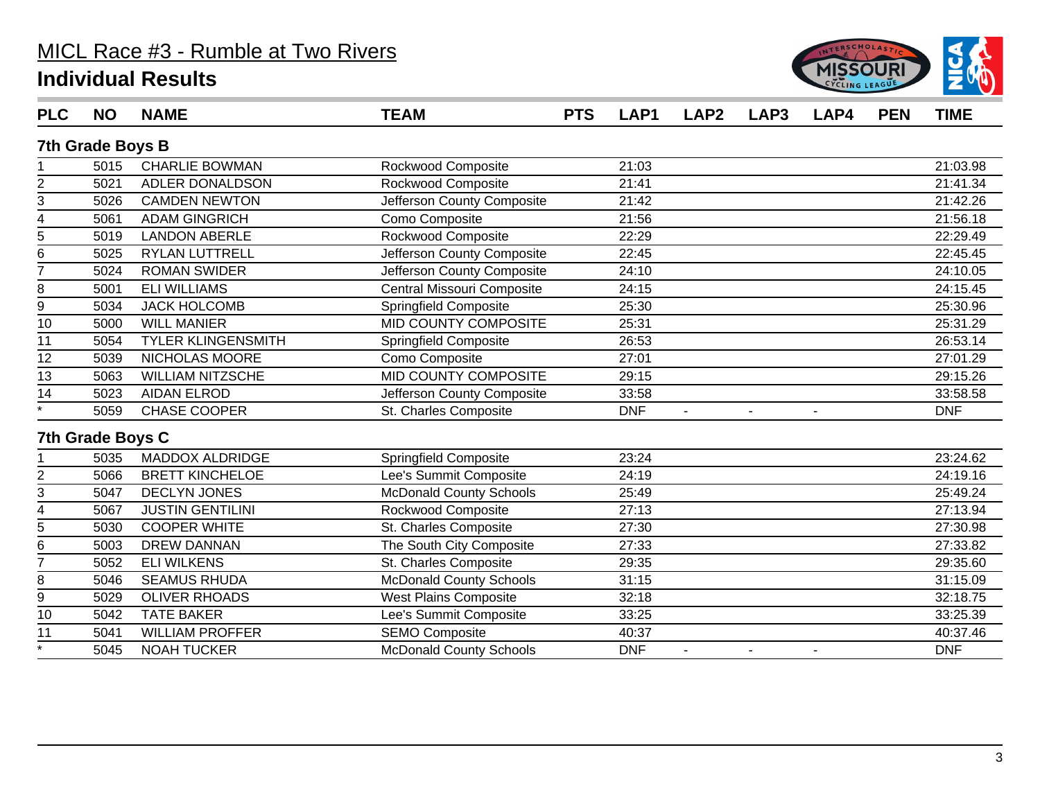# MICL Race #3 - Rumble at Two Rivers

## Individual Results

| PLC | NO | NAME | TEAM | PTS | LAP1 | LAP2 | LAP3 | LAP4 | PEN | TIME |
|---|---|---|---|---|---|---|---|---|---|---|
| **7th Grade Boys B** | | | | | | | | | | |
| 1 | 5015 | CHARLIE BOWMAN | Rockwood Composite | | 21:03 | | | | | 21:03.98 |
| 2 | 5021 | ADLER DONALDSON | Rockwood Composite | | 21:41 | | | | | 21:41.34 |
| 3 | 5026 | CAMDEN NEWTON | Jefferson County Composite | | 21:42 | | | | | 21:42.26 |
| 4 | 5061 | ADAM GINGRICH | Como Composite | | 21:56 | | | | | 21:56.18 |
| 5 | 5019 | LANDON ABERLE | Rockwood Composite | | 22:29 | | | | | 22:29.49 |
| 6 | 5025 | RYLAN LUTTRELL | Jefferson County Composite | | 22:45 | | | | | 22:45.45 |
| 7 | 5024 | ROMAN SWIDER | Jefferson County Composite | | 24:10 | | | | | 24:10.05 |
| 8 | 5001 | ELI WILLIAMS | Central Missouri Composite | | 24:15 | | | | | 24:15.45 |
| 9 | 5034 | JACK HOLCOMB | Springfield Composite | | 25:30 | | | | | 25:30.96 |
| 10 | 5000 | WILL MANIER | MID COUNTY COMPOSITE | | 25:31 | | | | | 25:31.29 |
| 11 | 5054 | TYLER KLINGENSMITH | Springfield Composite | | 26:53 | | | | | 26:53.14 |
| 12 | 5039 | NICHOLAS MOORE | Como Composite | | 27:01 | | | | | 27:01.29 |
| 13 | 5063 | WILLIAM NITZSCHE | MID COUNTY COMPOSITE | | 29:15 | | | | | 29:15.26 |
| 14 | 5023 | AIDAN ELROD | Jefferson County Composite | | 33:58 | | | | | 33:58.58 |
| * | 5059 | CHASE COOPER | St. Charles Composite | | DNF | - | - | - | | DNF |
| **7th Grade Boys C** | | | | | | | | | | |
| 1 | 5035 | MADDOX ALDRIDGE | Springfield Composite | | 23:24 | | | | | 23:24.62 |
| 2 | 5066 | BRETT KINCHELOE | Lee's Summit Composite | | 24:19 | | | | | 24:19.16 |
| 3 | 5047 | DECLYN JONES | McDonald County Schools | | 25:49 | | | | | 25:49.24 |
| 4 | 5067 | JUSTIN GENTILINI | Rockwood Composite | | 27:13 | | | | | 27:13.94 |
| 5 | 5030 | COOPER WHITE | St. Charles Composite | | 27:30 | | | | | 27:30.98 |
| 6 | 5003 | DREW DANNAN | The South City Composite | | 27:33 | | | | | 27:33.82 |
| 7 | 5052 | ELI WILKENS | St. Charles Composite | | 29:35 | | | | | 29:35.60 |
| 8 | 5046 | SEAMUS RHUDA | McDonald County Schools | | 31:15 | | | | | 31:15.09 |
| 9 | 5029 | OLIVER RHOADS | West Plains Composite | | 32:18 | | | | | 32:18.75 |
| 10 | 5042 | TATE BAKER | Lee's Summit Composite | | 33:25 | | | | | 33:25.39 |
| 11 | 5041 | WILLIAM PROFFER | SEMO Composite | | 40:37 | | | | | 40:37.46 |
| * | 5045 | NOAH TUCKER | McDonald County Schools | | DNF | - | - | - | | DNF |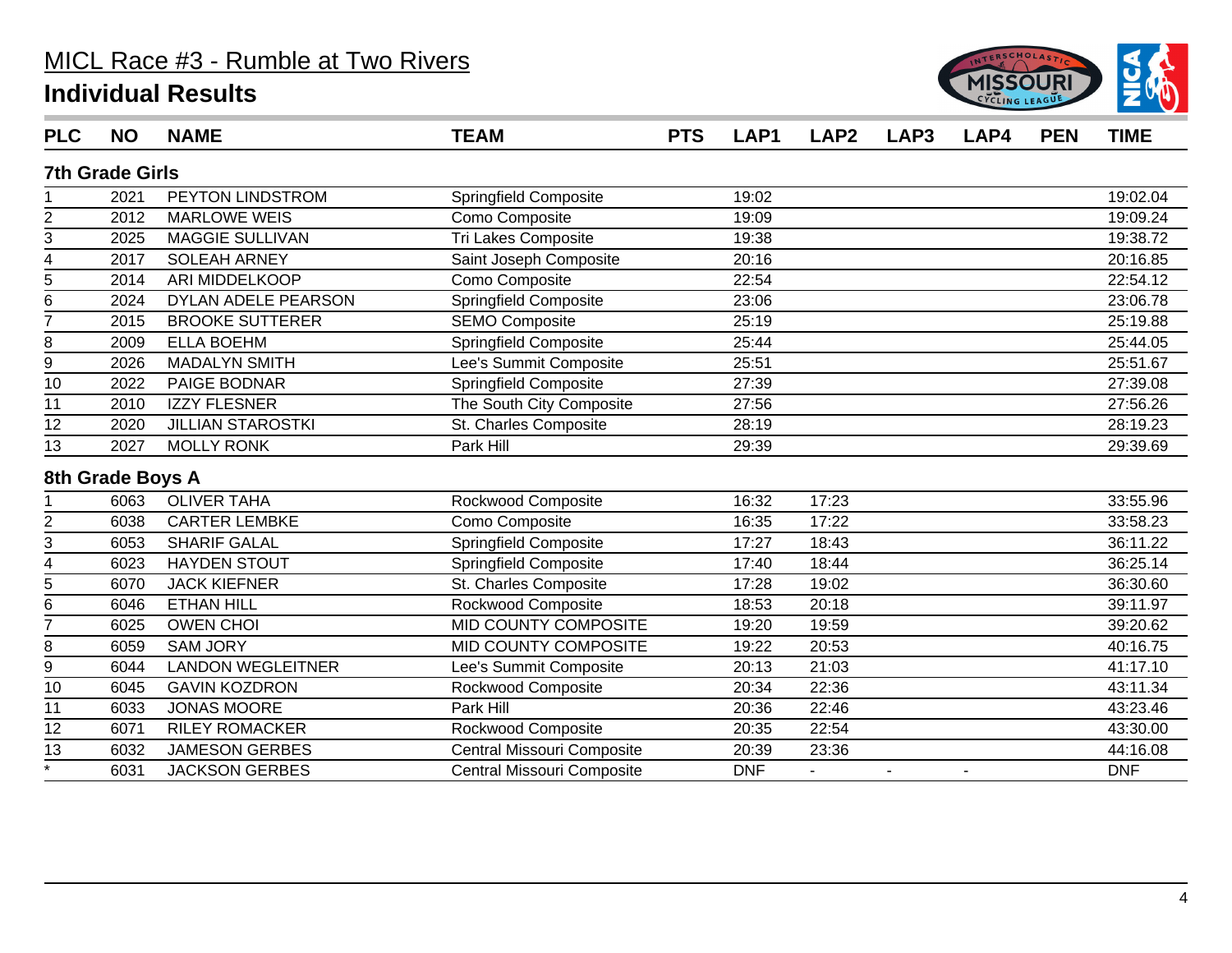# MICL Race #3 - Rumble at Two Rivers

## Individual Results

| PLC | NO | NAME | TEAM | PTS | LAP1 | LAP2 | LAP3 | LAP4 | PEN | TIME |
|---|---|---|---|---|---|---|---|---|---|---|
| **7th Grade Girls** | | | | | | | | | | |
| 1 | 2021 | PEYTON LINDSTROM | Springfield Composite | | 19:02 | | | | | 19:02.04 |
| 2 | 2012 | MARLOWE WEIS | Como Composite | | 19:09 | | | | | 19:09.24 |
| 3 | 2025 | MAGGIE SULLIVAN | Tri Lakes Composite | | 19:38 | | | | | 19:38.72 |
| 4 | 2017 | SOLEAH ARNEY | Saint Joseph Composite | | 20:16 | | | | | 20:16.85 |
| 5 | 2014 | ARI MIDDELKOOP | Como Composite | | 22:54 | | | | | 22:54.12 |
| 6 | 2024 | DYLAN ADELE PEARSON | Springfield Composite | | 23:06 | | | | | 23:06.78 |
| 7 | 2015 | BROOKE SUTTERER | SEMO Composite | | 25:19 | | | | | 25:19.88 |
| 8 | 2009 | ELLA BOEHM | Springfield Composite | | 25:44 | | | | | 25:44.05 |
| 9 | 2026 | MADALYN SMITH | Lee's Summit Composite | | 25:51 | | | | | 25:51.67 |
| 10 | 2022 | PAIGE BODNAR | Springfield Composite | | 27:39 | | | | | 27:39.08 |
| 11 | 2010 | IZZY FLESNER | The South City Composite | | 27:56 | | | | | 27:56.26 |
| 12 | 2020 | JILLIAN STAROSTKI | St. Charles Composite | | 28:19 | | | | | 28:19.23 |
| 13 | 2027 | MOLLY RONK | Park Hill | | 29:39 | | | | | 29:39.69 |
| **8th Grade Boys A** | | | | | | | | | | |
| 1 | 6063 | OLIVER TAHA | Rockwood Composite | | 16:32 | 17:23 | | | | 33:55.96 |
| 2 | 6038 | CARTER LEMBKE | Como Composite | | 16:35 | 17:22 | | | | 33:58.23 |
| 3 | 6053 | SHARIF GALAL | Springfield Composite | | 17:27 | 18:43 | | | | 36:11.22 |
| 4 | 6023 | HAYDEN STOUT | Springfield Composite | | 17:40 | 18:44 | | | | 36:25.14 |
| 5 | 6070 | JACK KIEFNER | St. Charles Composite | | 17:28 | 19:02 | | | | 36:30.60 |
| 6 | 6046 | ETHAN HILL | Rockwood Composite | | 18:53 | 20:18 | | | | 39:11.97 |
| 7 | 6025 | OWEN CHOI | MID COUNTY COMPOSITE | | 19:20 | 19:59 | | | | 39:20.62 |
| 8 | 6059 | SAM JORY | MID COUNTY COMPOSITE | | 19:22 | 20:53 | | | | 40:16.75 |
| 9 | 6044 | LANDON WEGLEITNER | Lee's Summit Composite | | 20:13 | 21:03 | | | | 41:17.10 |
| 10 | 6045 | GAVIN KOZDRON | Rockwood Composite | | 20:34 | 22:36 | | | | 43:11.34 |
| 11 | 6033 | JONAS MOORE | Park Hill | | 20:36 | 22:46 | | | | 43:23.46 |
| 12 | 6071 | RILEY ROMACKER | Rockwood Composite | | 20:35 | 22:54 | | | | 43:30.00 |
| 13 | 6032 | JAMESON GERBES | Central Missouri Composite | | 20:39 | 23:36 | | | | 44:16.08 |
| * | 6031 | JACKSON GERBES | Central Missouri Composite | | DNF | - | - | - | | DNF |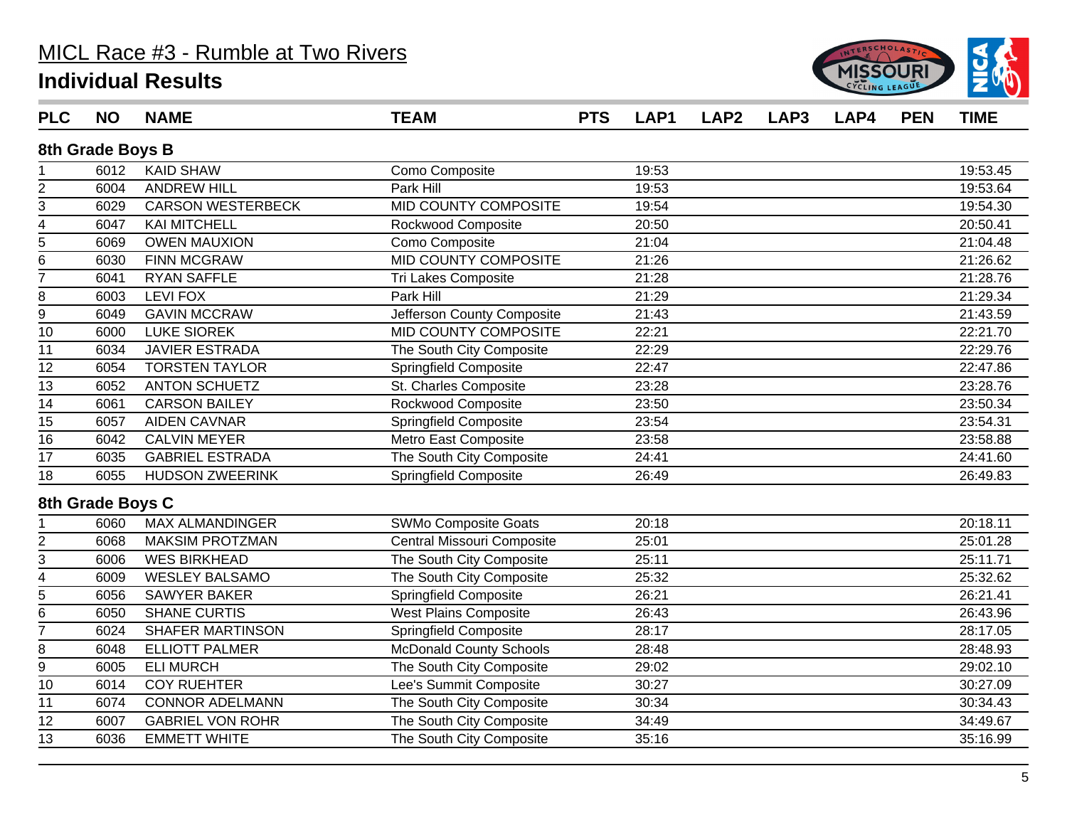# MICL Race #3 - Rumble at Two Rivers

## Individual Results

### 8th Grade Boys B

| PLC | NO | NAME | TEAM | PTS | LAP1 | LAP2 | LAP3 | LAP4 | PEN | TIME |
|---|---|---|---|---|---|---|---|---|---|---|
| 1 | 6012 | KAID SHAW | Como Composite | | 19:53 | | | | | 19:53.45 |
| 2 | 6004 | ANDREW HILL | Park Hill | | 19:53 | | | | | 19:53.64 |
| 3 | 6029 | CARSON WESTERBECK | MID COUNTY COMPOSITE | | 19:54 | | | | | 19:54.30 |
| 4 | 6047 | KAI MITCHELL | Rockwood Composite | | 20:50 | | | | | 20:50.41 |
| 5 | 6069 | OWEN MAUXION | Como Composite | | 21:04 | | | | | 21:04.48 |
| 6 | 6030 | FINN MCGRAW | MID COUNTY COMPOSITE | | 21:26 | | | | | 21:26.62 |
| 7 | 6041 | RYAN SAFFLE | Tri Lakes Composite | | 21:28 | | | | | 21:28.76 |
| 8 | 6003 | LEVI FOX | Park Hill | | 21:29 | | | | | 21:29.34 |
| 9 | 6049 | GAVIN MCCRAW | Jefferson County Composite | | 21:43 | | | | | 21:43.59 |
| 10 | 6000 | LUKE SIOREK | MID COUNTY COMPOSITE | | 22:21 | | | | | 22:21.70 |
| 11 | 6034 | JAVIER ESTRADA | The South City Composite | | 22:29 | | | | | 22:29.76 |
| 12 | 6054 | TORSTEN TAYLOR | Springfield Composite | | 22:47 | | | | | 22:47.86 |
| 13 | 6052 | ANTON SCHUETZ | St. Charles Composite | | 23:28 | | | | | 23:28.76 |
| 14 | 6061 | CARSON BAILEY | Rockwood Composite | | 23:50 | | | | | 23:50.34 |
| 15 | 6057 | AIDEN CAVNAR | Springfield Composite | | 23:54 | | | | | 23:54.31 |
| 16 | 6042 | CALVIN MEYER | Metro East Composite | | 23:58 | | | | | 23:58.88 |
| 17 | 6035 | GABRIEL ESTRADA | The South City Composite | | 24:41 | | | | | 24:41.60 |
| 18 | 6055 | HUDSON ZWEERINK | Springfield Composite | | 26:49 | | | | | 26:49.83 |

### 8th Grade Boys C

| PLC | NO | NAME | TEAM | PTS | LAP1 | LAP2 | LAP3 | LAP4 | PEN | TIME |
|---|---|---|---|---|---|---|---|---|---|---|
| 1 | 6060 | MAX ALMANDINGER | SWMo Composite Goats | | 20:18 | | | | | 20:18.11 |
| 2 | 6068 | MAKSIM PROTZMAN | Central Missouri Composite | | 25:01 | | | | | 25:01.28 |
| 3 | 6006 | WES BIRKHEAD | The South City Composite | | 25:11 | | | | | 25:11.71 |
| 4 | 6009 | WESLEY BALSAMO | The South City Composite | | 25:32 | | | | | 25:32.62 |
| 5 | 6056 | SAWYER BAKER | Springfield Composite | | 26:21 | | | | | 26:21.41 |
| 6 | 6050 | SHANE CURTIS | West Plains Composite | | 26:43 | | | | | 26:43.96 |
| 7 | 6024 | SHAFER MARTINSON | Springfield Composite | | 28:17 | | | | | 28:17.05 |
| 8 | 6048 | ELLIOTT PALMER | McDonald County Schools | | 28:48 | | | | | 28:48.93 |
| 9 | 6005 | ELI MURCH | The South City Composite | | 29:02 | | | | | 29:02.10 |
| 10 | 6014 | COY RUEHTER | Lee's Summit Composite | | 30:27 | | | | | 30:27.09 |
| 11 | 6074 | CONNOR ADELMANN | The South City Composite | | 30:34 | | | | | 30:34.43 |
| 12 | 6007 | GABRIEL VON ROHR | The South City Composite | | 34:49 | | | | | 34:49.67 |
| 13 | 6036 | EMMETT WHITE | The South City Composite | | 35:16 | | | | | 35:16.99 |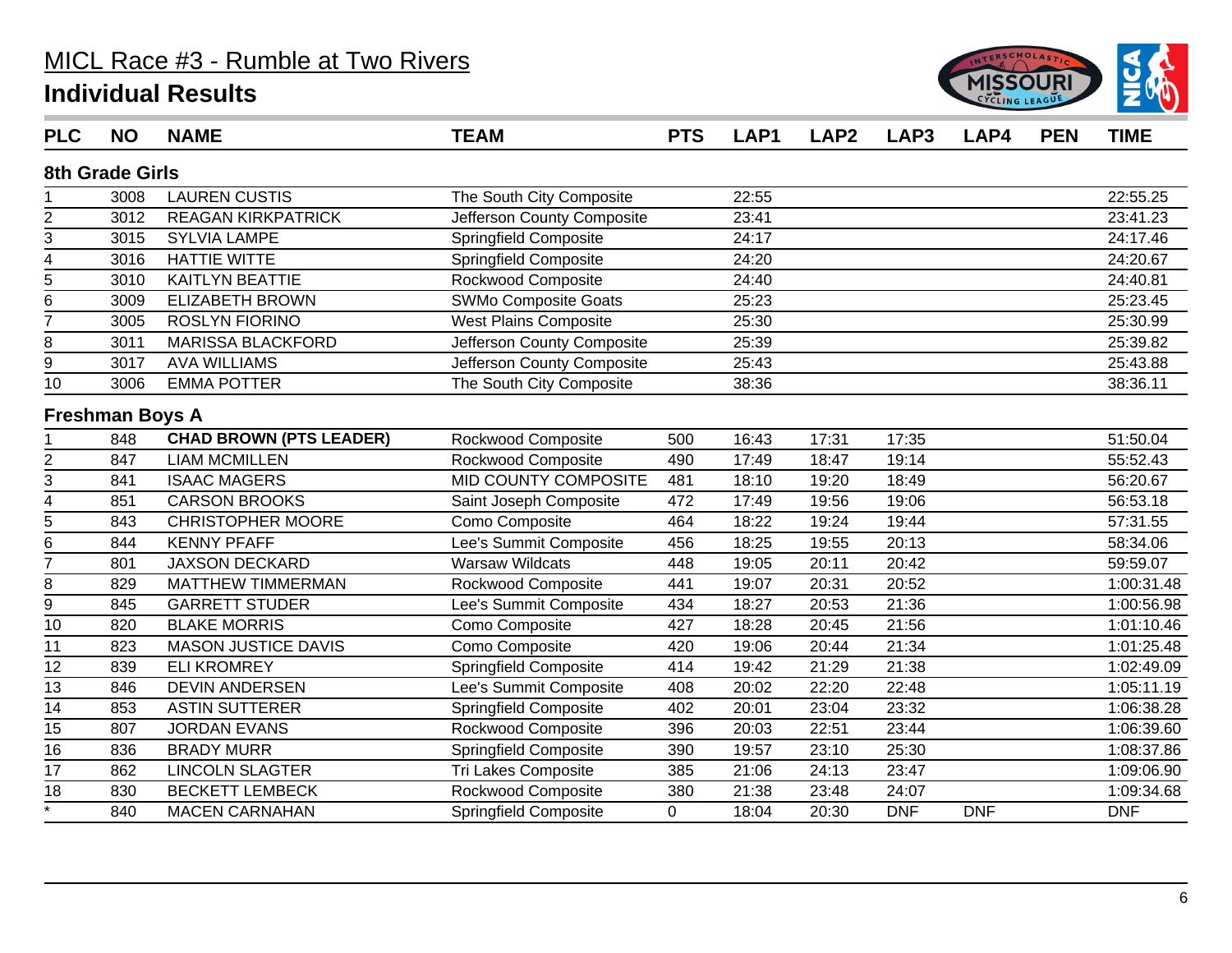# MICL Race #3 - Rumble at Two Rivers

## Individual Results

| PLC | NO | NAME | TEAM | PTS | LAP1 | LAP2 | LAP3 | LAP4 | PEN | TIME |
|---|---|---|---|---|---|---|---|---|---|---|
| **8th Grade Girls** | | | | | | | | | | |
| 1 | 3008 | LAUREN CUSTIS | The South City Composite | | 22:55 | | | | | 22:55.25 |
| 2 | 3012 | REAGAN KIRKPATRICK | Jefferson County Composite | | 23:41 | | | | | 23:41.23 |
| 3 | 3015 | SYLVIA LAMPE | Springfield Composite | | 24:17 | | | | | 24:17.46 |
| 4 | 3016 | HATTIE WITTE | Springfield Composite | | 24:20 | | | | | 24:20.67 |
| 5 | 3010 | KAITLYN BEATTIE | Rockwood Composite | | 24:40 | | | | | 24:40.81 |
| 6 | 3009 | ELIZABETH BROWN | SWMo Composite Goats | | 25:23 | | | | | 25:23.45 |
| 7 | 3005 | ROSLYN FIORINO | West Plains Composite | | 25:30 | | | | | 25:30.99 |
| 8 | 3011 | MARISSA BLACKFORD | Jefferson County Composite | | 25:39 | | | | | 25:39.82 |
| 9 | 3017 | AVA WILLIAMS | Jefferson County Composite | | 25:43 | | | | | 25:43.88 |
| 10 | 3006 | EMMA POTTER | The South City Composite | | 38:36 | | | | | 38:36.11 |
| **Freshman Boys A** | | | | | | | | | | |
| 1 | 848 | **CHAD BROWN (PTS LEADER)** | Rockwood Composite | 500 | 16:43 | 17:31 | 17:35 | | | 51:50.04 |
| 2 | 847 | LIAM MCMILLEN | Rockwood Composite | 490 | 17:49 | 18:47 | 19:14 | | | 55:52.43 |
| 3 | 841 | ISAAC MAGERS | MID COUNTY COMPOSITE | 481 | 18:10 | 19:20 | 18:49 | | | 56:20.67 |
| 4 | 851 | CARSON BROOKS | Saint Joseph Composite | 472 | 17:49 | 19:56 | 19:06 | | | 56:53.18 |
| 5 | 843 | CHRISTOPHER MOORE | Como Composite | 464 | 18:22 | 19:24 | 19:44 | | | 57:31.55 |
| 6 | 844 | KENNY PFAFF | Lee's Summit Composite | 456 | 18:25 | 19:55 | 20:13 | | | 58:34.06 |
| 7 | 801 | JAXSON DECKARD | Warsaw Wildcats | 448 | 19:05 | 20:11 | 20:42 | | | 59:59.07 |
| 8 | 829 | MATTHEW TIMMERMAN | Rockwood Composite | 441 | 19:07 | 20:31 | 20:52 | | | 1:00:31.48 |
| 9 | 845 | GARRETT STUDER | Lee's Summit Composite | 434 | 18:27 | 20:53 | 21:36 | | | 1:00:56.98 |
| 10 | 820 | BLAKE MORRIS | Como Composite | 427 | 18:28 | 20:45 | 21:56 | | | 1:01:10.46 |
| 11 | 823 | MASON JUSTICE DAVIS | Como Composite | 420 | 19:06 | 20:44 | 21:34 | | | 1:01:25.48 |
| 12 | 839 | ELI KROMREY | Springfield Composite | 414 | 19:42 | 21:29 | 21:38 | | | 1:02:49.09 |
| 13 | 846 | DEVIN ANDERSEN | Lee's Summit Composite | 408 | 20:02 | 22:20 | 22:48 | | | 1:05:11.19 |
| 14 | 853 | ASTIN SUTTERER | Springfield Composite | 402 | 20:01 | 23:04 | 23:32 | | | 1:06:38.28 |
| 15 | 807 | JORDAN EVANS | Rockwood Composite | 396 | 20:03 | 22:51 | 23:44 | | | 1:06:39.60 |
| 16 | 836 | BRADY MURR | Springfield Composite | 390 | 19:57 | 23:10 | 25:30 | | | 1:08:37.86 |
| 17 | 862 | LINCOLN SLAGTER | Tri Lakes Composite | 385 | 21:06 | 24:13 | 23:47 | | | 1:09:06.90 |
| 18 | 830 | BECKETT LEMBECK | Rockwood Composite | 380 | 21:38 | 23:48 | 24:07 | | | 1:09:34.68 |
| * | 840 | MACEN CARNAHAN | Springfield Composite | 0 | 18:04 | 20:30 | DNF | DNF | | DNF |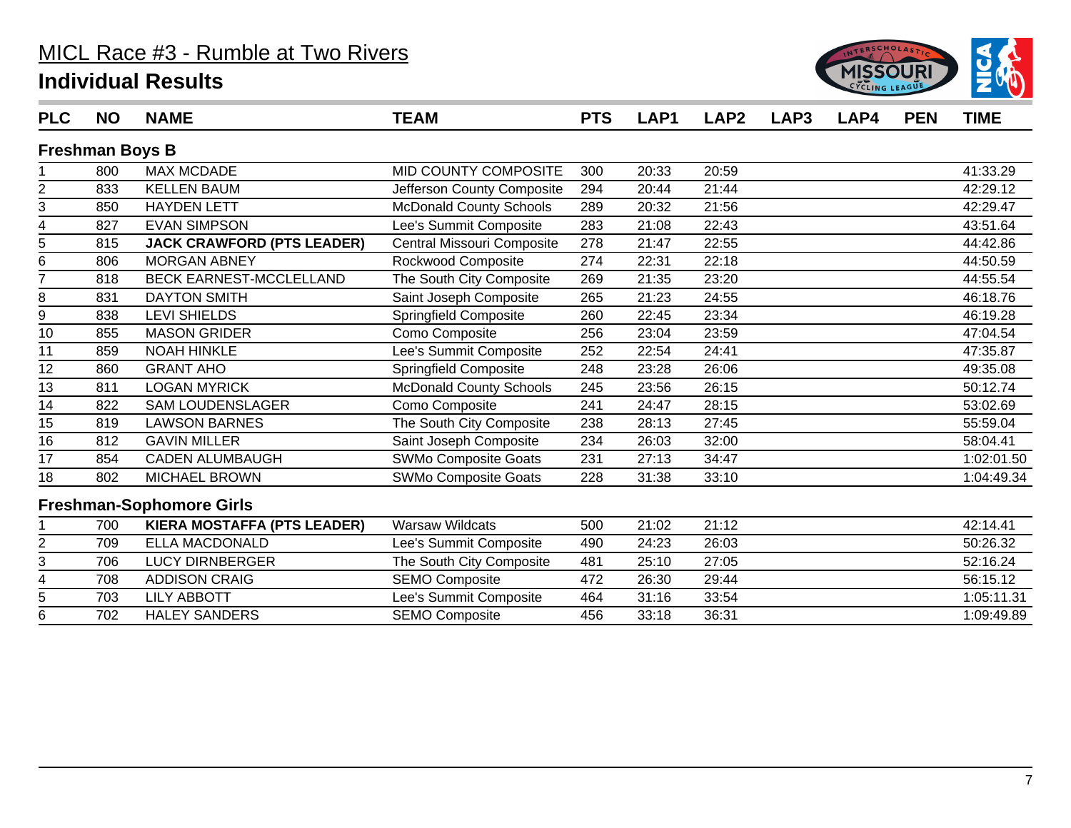# MICL Race #3 - Rumble at Two Rivers

## Individual Results

| PLC | NO | NAME | TEAM | PTS | LAP1 | LAP2 | LAP3 | LAP4 | PEN | TIME |
|---|---|---|---|---|---|---|---|---|---|---|
| **Freshman Boys B** | | | | | | | | | | |
| 1 | 800 | MAX MCDADE | MID COUNTY COMPOSITE | 300 | 20:33 | 20:59 | | | | 41:33.29 |
| 2 | 833 | KELLEN BAUM | Jefferson County Composite | 294 | 20:44 | 21:44 | | | | 42:29.12 |
| 3 | 850 | HAYDEN LETT | McDonald County Schools | 289 | 20:32 | 21:56 | | | | 42:29.47 |
| 4 | 827 | EVAN SIMPSON | Lee's Summit Composite | 283 | 21:08 | 22:43 | | | | 43:51.64 |
| 5 | 815 | **JACK CRAWFORD (PTS LEADER)** | Central Missouri Composite | 278 | 21:47 | 22:55 | | | | 44:42.86 |
| 6 | 806 | MORGAN ABNEY | Rockwood Composite | 274 | 22:31 | 22:18 | | | | 44:50.59 |
| 7 | 818 | BECK EARNEST-MCCLELLAND | The South City Composite | 269 | 21:35 | 23:20 | | | | 44:55.54 |
| 8 | 831 | DAYTON SMITH | Saint Joseph Composite | 265 | 21:23 | 24:55 | | | | 46:18.76 |
| 9 | 838 | LEVI SHIELDS | Springfield Composite | 260 | 22:45 | 23:34 | | | | 46:19.28 |
| 10 | 855 | MASON GRIDER | Como Composite | 256 | 23:04 | 23:59 | | | | 47:04.54 |
| 11 | 859 | NOAH HINKLE | Lee's Summit Composite | 252 | 22:54 | 24:41 | | | | 47:35.87 |
| 12 | 860 | GRANT AHO | Springfield Composite | 248 | 23:28 | 26:06 | | | | 49:35.08 |
| 13 | 811 | LOGAN MYRICK | McDonald County Schools | 245 | 23:56 | 26:15 | | | | 50:12.74 |
| 14 | 822 | SAM LOUDENSLAGER | Como Composite | 241 | 24:47 | 28:15 | | | | 53:02.69 |
| 15 | 819 | LAWSON BARNES | The South City Composite | 238 | 28:13 | 27:45 | | | | 55:59.04 |
| 16 | 812 | GAVIN MILLER | Saint Joseph Composite | 234 | 26:03 | 32:00 | | | | 58:04.41 |
| 17 | 854 | CADEN ALUMBAUGH | SWMo Composite Goats | 231 | 27:13 | 34:47 | | | | 1:02:01.50 |
| 18 | 802 | MICHAEL BROWN | SWMo Composite Goats | 228 | 31:38 | 33:10 | | | | 1:04:49.34 |
| **Freshman-Sophomore Girls** | | | | | | | | | | |
| 1 | 700 | **KIERA MOSTAFFA (PTS LEADER)** | Warsaw Wildcats | 500 | 21:02 | 21:12 | | | | 42:14.41 |
| 2 | 709 | ELLA MACDONALD | Lee's Summit Composite | 490 | 24:23 | 26:03 | | | | 50:26.32 |
| 3 | 706 | LUCY DIRNBERGER | The South City Composite | 481 | 25:10 | 27:05 | | | | 52:16.24 |
| 4 | 708 | ADDISON CRAIG | SEMO Composite | 472 | 26:30 | 29:44 | | | | 56:15.12 |
| 5 | 703 | LILY ABBOTT | Lee's Summit Composite | 464 | 31:16 | 33:54 | | | | 1:05:11.31 |
| 6 | 702 | HALEY SANDERS | SEMO Composite | 456 | 33:18 | 36:31 | | | | 1:09:49.89 |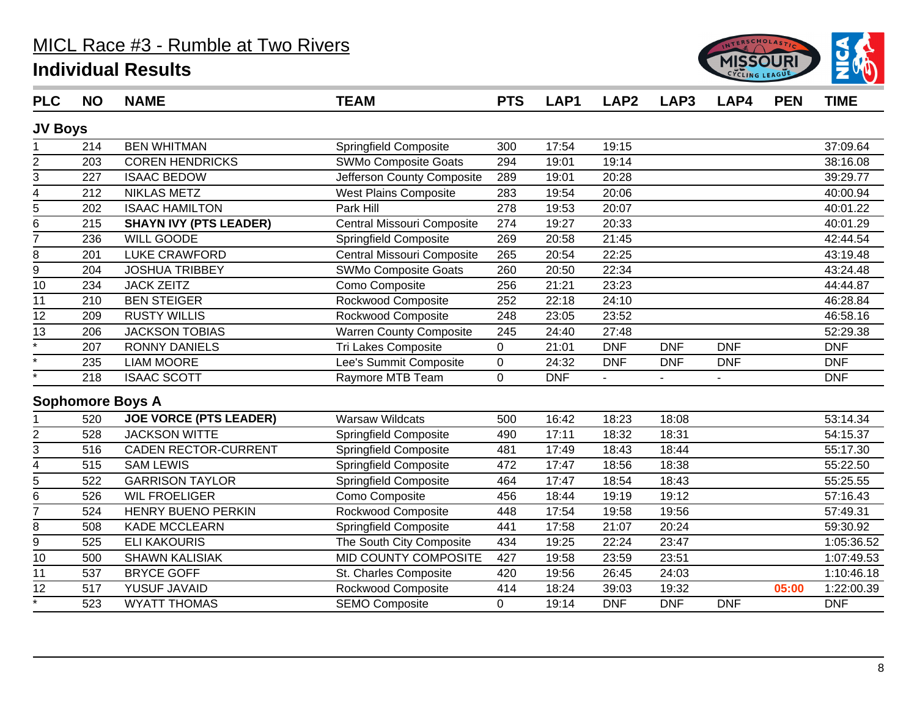# MICL Race #3 - Rumble at Two Rivers

## Individual Results

| PLC | NO | NAME | TEAM | PTS | LAP1 | LAP2 | LAP3 | LAP4 | PEN | TIME |
|---|---|---|---|---|---|---|---|---|---|---|
| **JV Boys** | | | | | | | | | | |
| 1 | 214 | BEN WHITMAN | Springfield Composite | 300 | 17:54 | 19:15 | | | | 37:09.64 |
| 2 | 203 | COREN HENDRICKS | SWMo Composite Goats | 294 | 19:01 | 19:14 | | | | 38:16.08 |
| 3 | 227 | ISAAC BEDOW | Jefferson County Composite | 289 | 19:01 | 20:28 | | | | 39:29.77 |
| 4 | 212 | NIKLAS METZ | West Plains Composite | 283 | 19:54 | 20:06 | | | | 40:00.94 |
| 5 | 202 | ISAAC HAMILTON | Park Hill | 278 | 19:53 | 20:07 | | | | 40:01.22 |
| 6 | 215 | **SHAYN IVY (PTS LEADER)** | Central Missouri Composite | 274 | 19:27 | 20:33 | | | | 40:01.29 |
| 7 | 236 | WILL GOODE | Springfield Composite | 269 | 20:58 | 21:45 | | | | 42:44.54 |
| 8 | 201 | LUKE CRAWFORD | Central Missouri Composite | 265 | 20:54 | 22:25 | | | | 43:19.48 |
| 9 | 204 | JOSHUA TRIBBEY | SWMo Composite Goats | 260 | 20:50 | 22:34 | | | | 43:24.48 |
| 10 | 234 | JACK ZEITZ | Como Composite | 256 | 21:21 | 23:23 | | | | 44:44.87 |
| 11 | 210 | BEN STEIGER | Rockwood Composite | 252 | 22:18 | 24:10 | | | | 46:28.84 |
| 12 | 209 | RUSTY WILLIS | Rockwood Composite | 248 | 23:05 | 23:52 | | | | 46:58.16 |
| 13 | 206 | JACKSON TOBIAS | Warren County Composite | 245 | 24:40 | 27:48 | | | | 52:29.38 |
| * | 207 | RONNY DANIELS | Tri Lakes Composite | 0 | 21:01 | DNF | DNF | DNF | | DNF |
| * | 235 | LIAM MOORE | Lee's Summit Composite | 0 | 24:32 | DNF | DNF | DNF | | DNF |
| * | 218 | ISAAC SCOTT | Raymore MTB Team | 0 | DNF | - | - | - | | DNF |
| **Sophomore Boys A** | | | | | | | | | | |
| 1 | 520 | **JOE VORCE (PTS LEADER)** | Warsaw Wildcats | 500 | 16:42 | 18:23 | 18:08 | | | 53:14.34 |
| 2 | 528 | JACKSON WITTE | Springfield Composite | 490 | 17:11 | 18:32 | 18:31 | | | 54:15.37 |
| 3 | 516 | CADEN RECTOR-CURRENT | Springfield Composite | 481 | 17:49 | 18:43 | 18:44 | | | 55:17.30 |
| 4 | 515 | SAM LEWIS | Springfield Composite | 472 | 17:47 | 18:56 | 18:38 | | | 55:22.50 |
| 5 | 522 | GARRISON TAYLOR | Springfield Composite | 464 | 17:47 | 18:54 | 18:43 | | | 55:25.55 |
| 6 | 526 | WIL FROELIGER | Como Composite | 456 | 18:44 | 19:19 | 19:12 | | | 57:16.43 |
| 7 | 524 | HENRY BUENO PERKIN | Rockwood Composite | 448 | 17:54 | 19:58 | 19:56 | | | 57:49.31 |
| 8 | 508 | KADE MCCLEARN | Springfield Composite | 441 | 17:58 | 21:07 | 20:24 | | | 59:30.92 |
| 9 | 525 | ELI KAKOURIS | The South City Composite | 434 | 19:25 | 22:24 | 23:47 | | | 1:05:36.52 |
| 10 | 500 | SHAWN KALISIAK | MID COUNTY COMPOSITE | 427 | 19:58 | 23:59 | 23:51 | | | 1:07:49.53 |
| 11 | 537 | BRYCE GOFF | St. Charles Composite | 420 | 19:56 | 26:45 | 24:03 | | | 1:10:46.18 |
| 12 | 517 | YUSUF JAVAID | Rockwood Composite | 414 | 18:24 | 39:03 | 19:32 | | 05:00 | 1:22:00.39 |
| * | 523 | WYATT THOMAS | SEMO Composite | 0 | 19:14 | DNF | DNF | DNF | | DNF |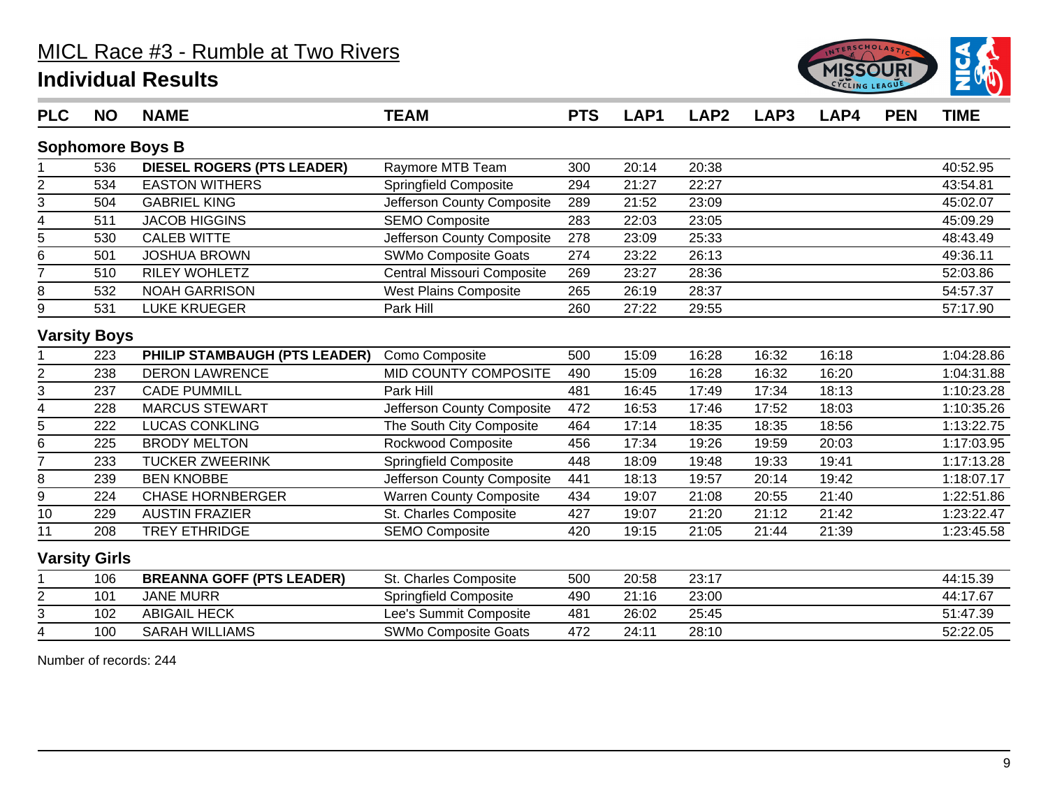# MICL Race #3 - Rumble at Two Rivers

## Individual Results

| PLC | NO | NAME | TEAM | PTS | LAP1 | LAP2 | LAP3 | LAP4 | PEN | TIME |
|---|---|---|---|---|---|---|---|---|---|---|
| **Sophomore Boys B** | | | | | | | | | | |
| 1 | 536 | **DIESEL ROGERS (PTS LEADER)** | Raymore MTB Team | 300 | 20:14 | 20:38 | | | | 40:52.95 |
| 2 | 534 | EASTON WITHERS | Springfield Composite | 294 | 21:27 | 22:27 | | | | 43:54.81 |
| 3 | 504 | GABRIEL KING | Jefferson County Composite | 289 | 21:52 | 23:09 | | | | 45:02.07 |
| 4 | 511 | JACOB HIGGINS | SEMO Composite | 283 | 22:03 | 23:05 | | | | 45:09.29 |
| 5 | 530 | CALEB WITTE | Jefferson County Composite | 278 | 23:09 | 25:33 | | | | 48:43.49 |
| 6 | 501 | JOSHUA BROWN | SWMo Composite Goats | 274 | 23:22 | 26:13 | | | | 49:36.11 |
| 7 | 510 | RILEY WOHLETZ | Central Missouri Composite | 269 | 23:27 | 28:36 | | | | 52:03.86 |
| 8 | 532 | NOAH GARRISON | West Plains Composite | 265 | 26:19 | 28:37 | | | | 54:57.37 |
| 9 | 531 | LUKE KRUEGER | Park Hill | 260 | 27:22 | 29:55 | | | | 57:17.90 |
| **Varsity Boys** | | | | | | | | | | |
| 1 | 223 | **PHILIP STAMBAUGH (PTS LEADER)** | Como Composite | 500 | 15:09 | 16:28 | 16:32 | 16:18 | | 1:04:28.86 |
| 2 | 238 | DERON LAWRENCE | MID COUNTY COMPOSITE | 490 | 15:09 | 16:28 | 16:32 | 16:20 | | 1:04:31.88 |
| 3 | 237 | CADE PUMMILL | Park Hill | 481 | 16:45 | 17:49 | 17:34 | 18:13 | | 1:10:23.28 |
| 4 | 228 | MARCUS STEWART | Jefferson County Composite | 472 | 16:53 | 17:46 | 17:52 | 18:03 | | 1:10:35.26 |
| 5 | 222 | LUCAS CONKLING | The South City Composite | 464 | 17:14 | 18:35 | 18:35 | 18:56 | | 1:13:22.75 |
| 6 | 225 | BRODY MELTON | Rockwood Composite | 456 | 17:34 | 19:26 | 19:59 | 20:03 | | 1:17:03.95 |
| 7 | 233 | TUCKER ZWEERINK | Springfield Composite | 448 | 18:09 | 19:48 | 19:33 | 19:41 | | 1:17:13.28 |
| 8 | 239 | BEN KNOBBE | Jefferson County Composite | 441 | 18:13 | 19:57 | 20:14 | 19:42 | | 1:18:07.17 |
| 9 | 224 | CHASE HORNBERGER | Warren County Composite | 434 | 19:07 | 21:08 | 20:55 | 21:40 | | 1:22:51.86 |
| 10 | 229 | AUSTIN FRAZIER | St. Charles Composite | 427 | 19:07 | 21:20 | 21:12 | 21:42 | | 1:23:22.47 |
| 11 | 208 | TREY ETHRIDGE | SEMO Composite | 420 | 19:15 | 21:05 | 21:44 | 21:39 | | 1:23:45.58 |
| **Varsity Girls** | | | | | | | | | | |
| 1 | 106 | **BREANNA GOFF (PTS LEADER)** | St. Charles Composite | 500 | 20:58 | 23:17 | | | | 44:15.39 |
| 2 | 101 | JANE MURR | Springfield Composite | 490 | 21:16 | 23:00 | | | | 44:17.67 |
| 3 | 102 | ABIGAIL HECK | Lee's Summit Composite | 481 | 26:02 | 25:45 | | | | 51:47.39 |
| 4 | 100 | SARAH WILLIAMS | SWMo Composite Goats | 472 | 24:11 | 28:10 | | | | 52:22.05 |

Number of records: 244